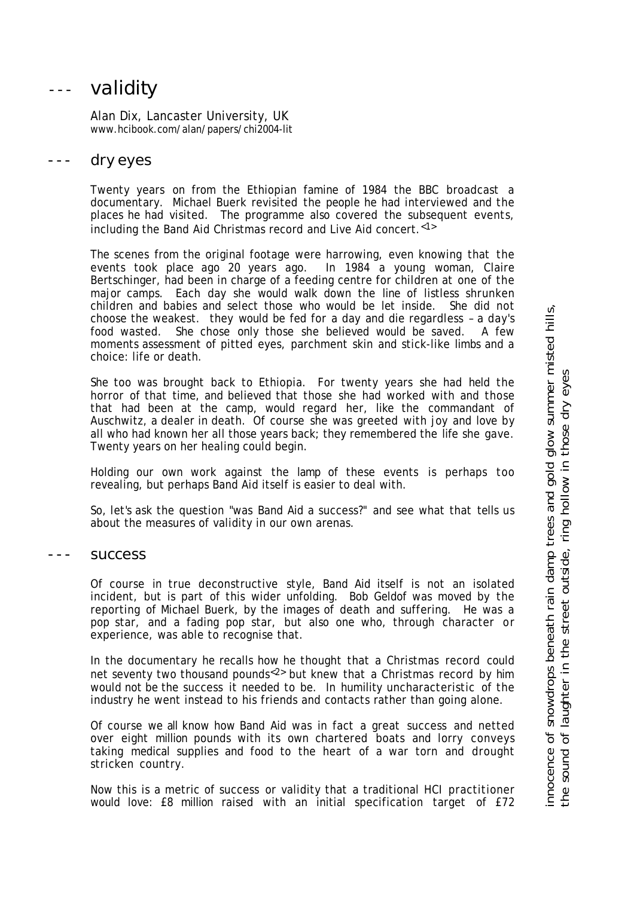# --- validity

Alan Dix, Lancaster University, UK
www.hcibook.com/alan/papers/chi2004-lit

## --- dry eyes

Twenty years on from the Ethiopian famine of 1984 the BBC broadcast a documentary. Michael Buerk revisited the people he had interviewed and the places he had visited. The programme also covered the subsequent events, including the Band Aid Christmas record and Live Aid concert.<1>

The scenes from the original footage were harrowing, even knowing that the events took place ago 20 years ago. In 1984 a young woman, Claire Bertschinger, had been in charge of a feeding centre for children at one of the major camps. Each day she would walk down the line of listless shrunken children and babies and select those who would be let inside. She did not choose the weakest. they would be fed for a day and die regardless – a day's food wasted. She chose only those she believed would be saved. A few moments assessment of pitted eyes, parchment skin and stick-like limbs and a choice: life or death.

She too was brought back to Ethiopia. For twenty years she had held the horror of that time, and believed that those she had worked with and those that had been at the camp, would regard her, like the commandant of Auschwitz, a dealer in death. Of course she was greeted with joy and love by all who had known her all those years back; they remembered the life she gave. Twenty years on her healing could begin.

Holding our own work against the lamp of these events is perhaps too revealing, but perhaps Band Aid itself is easier to deal with.

So, let's ask the question "was Band Aid a success?" and see what that tells us about the measures of validity in our own arenas.

## --- success

Of course in true deconstructive style, Band Aid itself is not an isolated incident, but is part of this wider unfolding. Bob Geldof was moved by the reporting of Michael Buerk, by the images of death and suffering. He was a pop star, and a fading pop star, but also one who, through character or experience, was able to recognise that.

In the documentary he recalls how he thought that a Christmas record could net seventy two thousand pounds<2> but knew that a Christmas record by him would not be the success it needed to be. In humility uncharacteristic of the industry he went instead to his friends and contacts rather than going alone.

Of course we all know how Band Aid was in fact a great success and netted over eight million pounds with its own chartered boats and lorry conveys taking medical supplies and food to the heart of a war torn and drought stricken country.

Now this is a metric of success or validity that a traditional HCI practitioner would love: £8 million raised with an initial specification target of £72

innocence of snowdrops beneath rain damp trees and gold glow summer misted hills,
the sound of laughter in the street outside, ring hollow in those dry eyes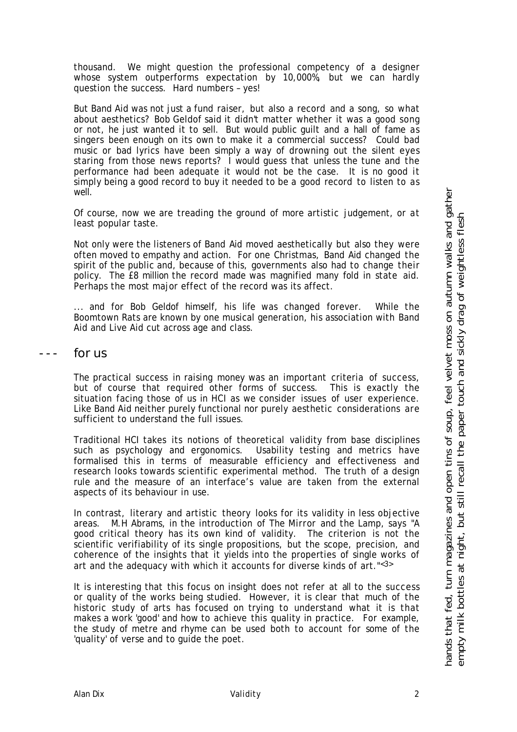thousand. We might question the professional competency of a designer whose system outperforms expectation by 10,000%, but we can hardly question the success. Hard numbers – yes!

But Band Aid was not just a fund raiser, but also a record and a song, so what about aesthetics? Bob Geldof said it didn't matter whether it was a good song or not, he just wanted it to sell. But would public guilt and a hall of fame as singers been enough on its own to make it a commercial success? Could bad music or bad lyrics have been simply a way of drowning out the silent eyes staring from those news reports? I would guess that unless the tune and the performance had been adequate it would not be the case. It is no good it simply being a good record to buy it needed to be a good record to listen to as well.

Of course, now we are treading the ground of more artistic judgement, or at least popular taste.

Not only were the listeners of Band Aid moved aesthetically but also they were often moved to empathy and action. For one Christmas, Band Aid changed the spirit of the public and, because of this, governments also had to change their policy. The £8 million the record made was magnified many fold in state aid. Perhaps the most major effect of the record was its affect.

... and for Bob Geldof himself, his life was changed forever. While the Boomtown Rats are known by one musical generation, his association with Band Aid and Live Aid cut across age and class.

## --- for us

The practical success in raising money was an important criteria of success, but of course that required other forms of success. This is exactly the situation facing those of us in HCI as we consider issues of user experience. Like Band Aid neither purely functional nor purely aesthetic considerations are sufficient to understand the full issues.

Traditional HCI takes its notions of theoretical validity from base disciplines such as psychology and ergonomics. Usability testing and metrics have formalised this in terms of measurable efficiency and effectiveness and research looks towards scientific experimental method. The truth of a design rule and the measure of an interface's value are taken from the external aspects of its behaviour in use.

In contrast, literary and artistic theory looks for its validity in less objective areas. M.H Abrams, in the introduction of The Mirror and the Lamp, says "A good critical theory has its own kind of validity. The criterion is not the scientific verifiability of its single propositions, but the scope, precision, and coherence of the insights that it yields into the properties of single works of art and the adequacy with which it accounts for diverse kinds of art."[3]

It is interesting that this focus on insight does not refer at all to the success or quality of the works being studied. However, it is clear that much of the historic study of arts has focused on trying to understand what it is that makes a work 'good' and how to achieve this quality in practice. For example, the study of metre and rhyme can be used both to account for some of the 'quality' of verse and to guide the poet.

*hands that fed, turn magazines and open tins of soup, feel velvet moss on autumn walks and gather empty milk bottles at night, but still recall the paper touch and sickly drag of weightless flesh*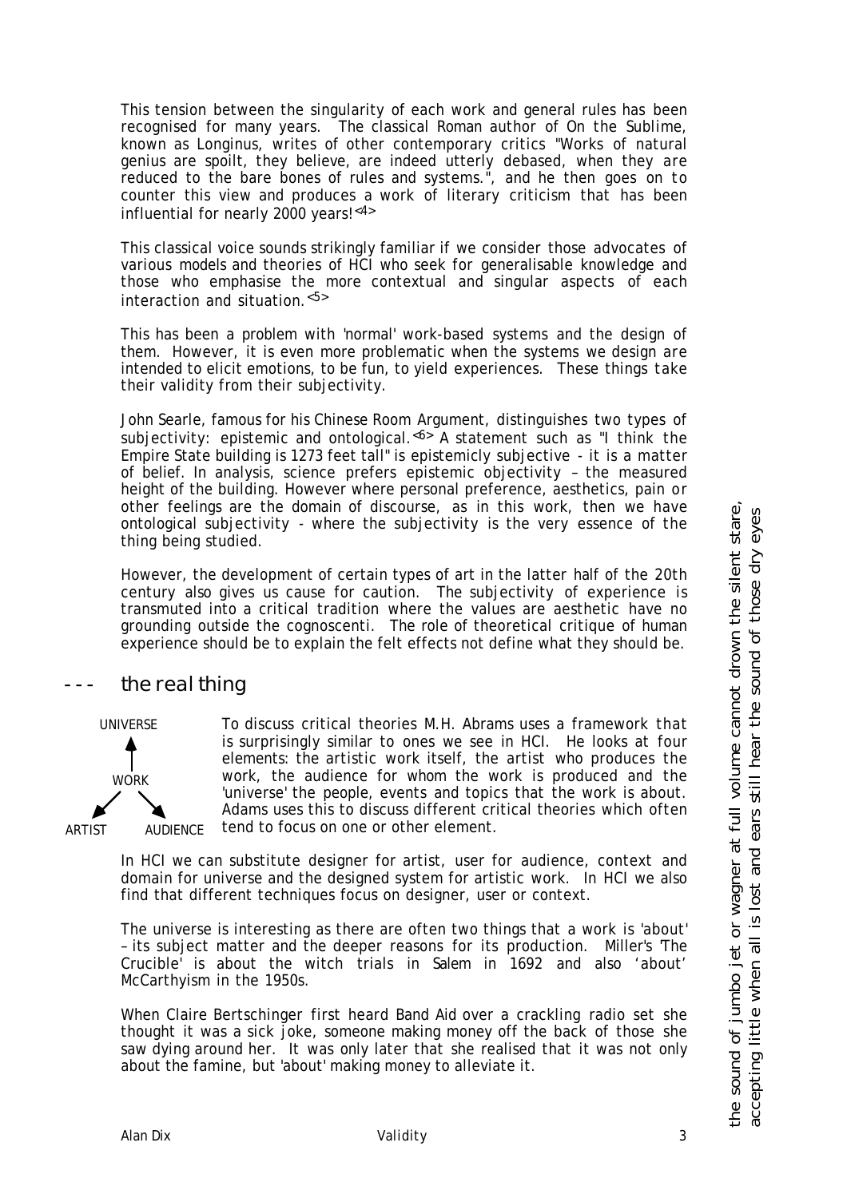This tension between the singularity of each work and general rules has been recognised for many years. The classical Roman author of On the Sublime, known as Longinus, writes of other contemporary critics "Works of natural genius are spoilt, they believe, are indeed utterly debased, when they are reduced to the bare bones of rules and systems.", and he then goes on to counter this view and produces a work of literary criticism that has been influential for nearly 2000 years![4]

This classical voice sounds strikingly familiar if we consider those advocates of various models and theories of HCI who seek for generalisable knowledge and those who emphasise the more contextual and singular aspects of each interaction and situation.[5]

This has been a problem with 'normal' work-based systems and the design of them. However, it is even more problematic when the systems we design are intended to elicit emotions, to be fun, to yield experiences. These things take their validity from their subjectivity.

John Searle, famous for his Chinese Room Argument, distinguishes two types of subjectivity: epistemic and ontological.[6] A statement such as "I think the Empire State building is 1273 feet tall" is epistemicly subjective - it is a matter of belief. In analysis, science prefers epistemic objectivity – the measured height of the building. However where personal preference, aesthetics, pain or other feelings are the domain of discourse, as in this work, then we have ontological subjectivity - where the subjectivity is the very essence of the thing being studied.

However, the development of certain types of art in the latter half of the 20th century also gives us cause for caution. The subjectivity of experience is transmuted into a critical tradition where the values are aesthetic have no grounding outside the cognoscenti. The role of theoretical critique of human experience should be to explain the felt effects not define what they should be.

## --- the real thing

UNIVERSE ↑ WORK ↙ ARTIST ↘ AUDIENCE

To discuss critical theories M.H. Abrams uses a framework that is surprisingly similar to ones we see in HCI. He looks at four elements: the artistic work itself, the artist who produces the work, the audience for whom the work is produced and the 'universe' the people, events and topics that the work is about. Adams uses this to discuss different critical theories which often tend to focus on one or other element.

In HCI we can substitute designer for artist, user for audience, context and domain for universe and the designed system for artistic work. In HCI we also find that different techniques focus on designer, user or context.

The universe is interesting as there are often two things that a work is 'about' – its subject matter and the deeper reasons for its production. Miller's 'The Crucible' is about the witch trials in Salem in 1692 and also 'about' McCarthyism in the 1950s.

When Claire Bertschinger first heard Band Aid over a crackling radio set she thought it was a sick joke, someone making money off the back of those she saw dying around her. It was only later that she realised that it was not only about the famine, but 'about' making money to alleviate it.

*the sound of jumbo jet or wagner at full volume cannot drown the silent stare, accepting little when all is lost and ears still hear the sound of those dry eyes*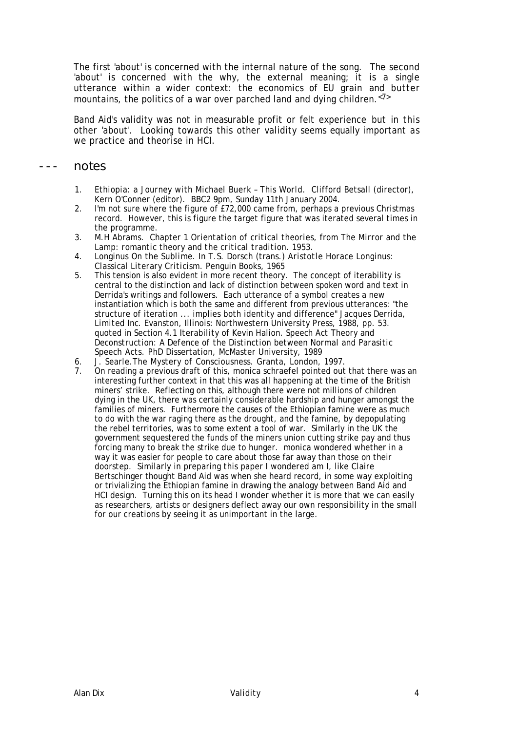The first 'about' is concerned with the internal nature of the song. The second 'about' is concerned with the why, the external meaning; it is a single utterance within a wider context: the economics of EU grain and butter mountains, the politics of a war over parched land and dying children.[7]

Band Aid's validity was not in measurable profit or felt experience but in this other 'about'. Looking towards this other validity seems equally important as we practice and theorise in HCI.

## --- notes

1. *Ethiopia: a Journey with Michael Buerk – This World*. Clifford Betsall (director), Kern O'Conner (editor). BBC2 9pm, Sunday 11th January 2004.
2. I'm not sure where the figure of £72,000 came from, perhaps a previous Christmas record. However, this is figure the target figure that was iterated several times in the programme.
3. M.H Abrams. Chapter 1 *Orientation of critical theories*, from *The Mirror and the Lamp: romantic theory and the critical tradition*. 1953.
4. Longinus *On the Sublime*. In T.S. Dorsch (trans.) *Aristotle Horace Longinus: Classical Literary Criticism*. Penguin Books, 1965
5. This tension is also evident in more recent theory. The concept of iterability is central to the distinction and lack of distinction between spoken word and text in Derrida's writings and followers. Each utterance of a symbol creates a new instantiation which is both the same and different from previous utterances: "the structure of iteration ... implies both identity and difference" Jacques Derrida, *Limited Inc*. Evanston, Illinois: Northwestern University Press, 1988, pp. 53. quoted in Section 4.1 *Iterability* of Kevin Halion. *Speech Act Theory and Deconstruction: A Defence of the Distinction between Normal and Parasitic Speech Acts*. PhD Dissertation, McMaster University, 1989
6. J. Searle.*The Mystery of Consciousness*. Granta, London, 1997.
7. On reading a previous draft of this, monica schraefel pointed out that there was an interesting further context in that this was all happening at the time of the British miners' strike. Reflecting on this, although there were not millions of children dying in the UK, there was certainly considerable hardship and hunger amongst the families of miners. Furthermore the causes of the Ethiopian famine were as much to do with the war raging there as the drought, and the famine, by depopulating the rebel territories, was to some extent a tool of war. Similarly in the UK the government sequestered the funds of the miners union cutting strike pay and thus forcing many to break the strike due to hunger. monica wondered whether in a way it was easier for people to care about those far away than those on their doorstep. Similarly in preparing this paper I wondered am I, like Claire Bertschinger thought Band Aid was when she heard record, in some way exploiting or trivializing the Ethiopian famine in drawing the analogy between Band Aid and HCI design. Turning this on its head I wonder whether it is more that we can easily as researchers, artists or designers deflect away our own responsibility in the small for our creations by seeing it as unimportant in the large.